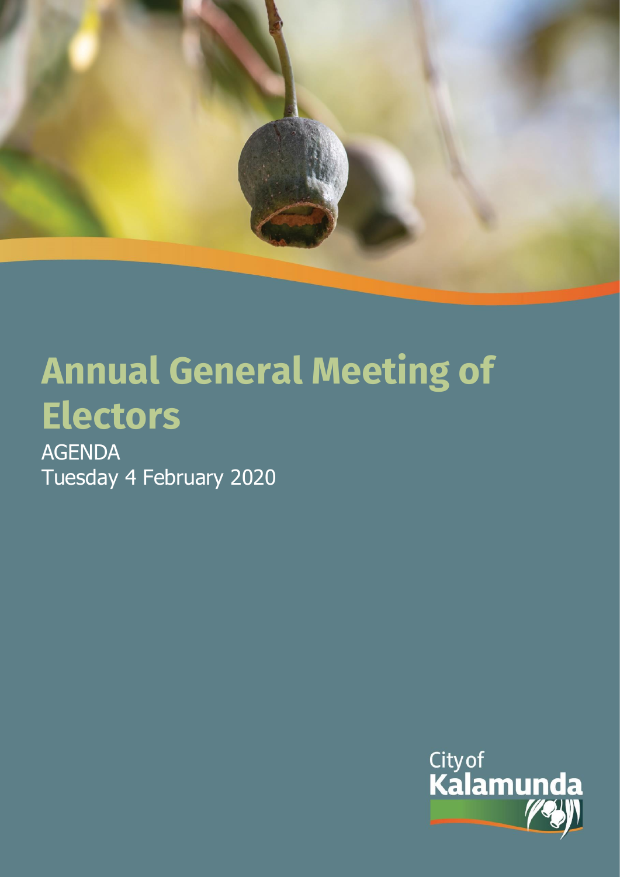# Annual General Meeting of Electors

AGENDA

Tuesday 4 February 2020

City of Kalamunda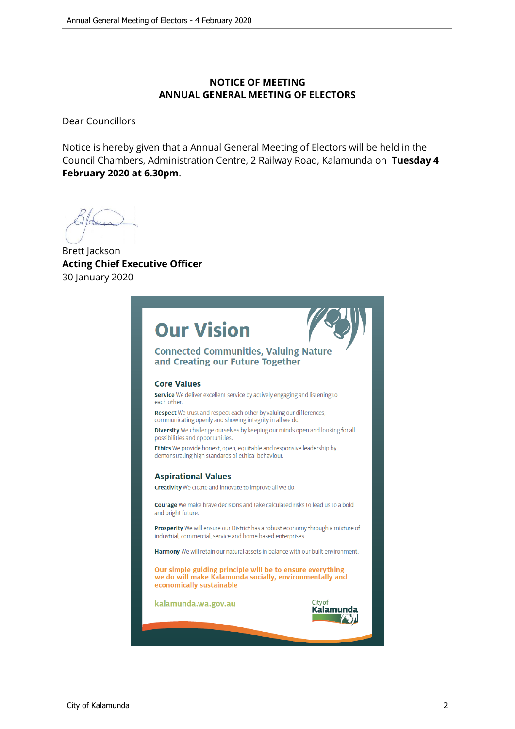**NOTICE OF MEETING**
**ANNUAL GENERAL MEETING OF ELECTORS**

Dear Councillors

Notice is hereby given that a Annual General Meeting of Electors will be held in the Council Chambers, Administration Centre, 2 Railway Road, Kalamunda on **Tuesday 4 February 2020 at 6.30pm**.

Brett Jackson
**Acting Chief Executive Officer**
30 January 2020

# Our Vision

## Connected Communities, Valuing Nature and Creating our Future Together

### Core Values

**Service** We deliver excellent service by actively engaging and listening to each other.

**Respect** We trust and respect each other by valuing our differences, communicating openly and showing integrity in all we do.

**Diversity** We challenge ourselves by keeping our minds open and looking for all possibilities and opportunities.

**Ethics** We provide honest, open, equitable and responsive leadership by demonstrating high standards of ethical behaviour.

### Aspirational Values

**Creativity** We create and innovate to improve all we do.

**Courage** We make brave decisions and take calculated risks to lead us to a bold and bright future.

**Prosperity** We will ensure our District has a robust economy through a mixture of industrial, commercial, service and home based enterprises.

**Harmony** We will retain our natural assets in balance with our built environment.

**Our simple guiding principle will be to ensure everything we do will make Kalamunda socially, environmentally and economically sustainable**

kalamunda.wa.gov.au

City of Kalamunda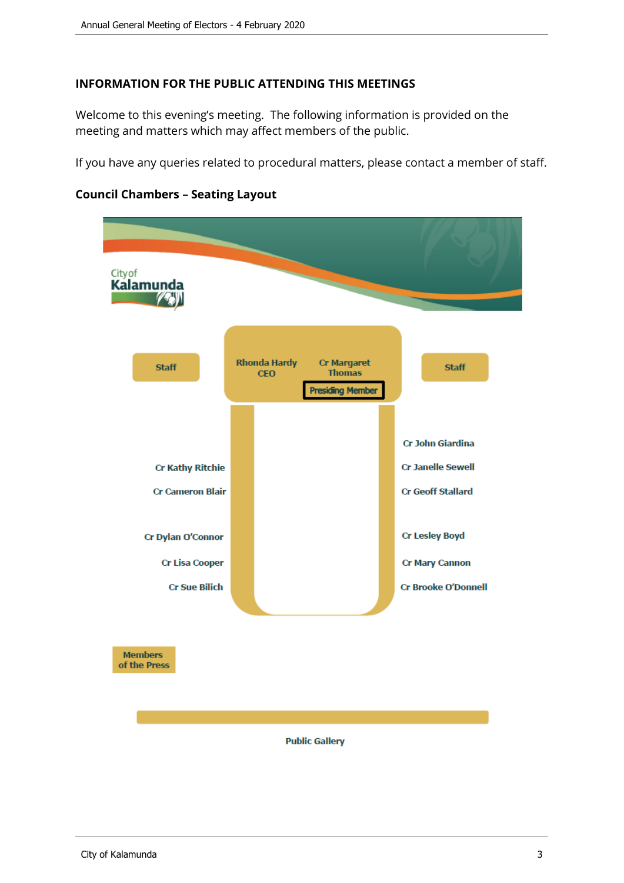## INFORMATION FOR THE PUBLIC ATTENDING THIS MEETINGS

Welcome to this evening's meeting. The following information is provided on the meeting and matters which may affect members of the public.

If you have any queries related to procedural matters, please contact a member of staff.

### Council Chambers – Seating Layout

City of Kalamunda

Staff

Rhonda Hardy
CEO

Cr Margaret Thomas
Presiding Member

Staff

Cr Kathy Ritchie

Cr Cameron Blair

Cr Dylan O'Connor

Cr Lisa Cooper

Cr Sue Bilich

Cr John Giardina

Cr Janelle Sewell

Cr Geoff Stallard

Cr Lesley Boyd

Cr Mary Cannon

Cr Brooke O'Donnell

Members of the Press

Public Gallery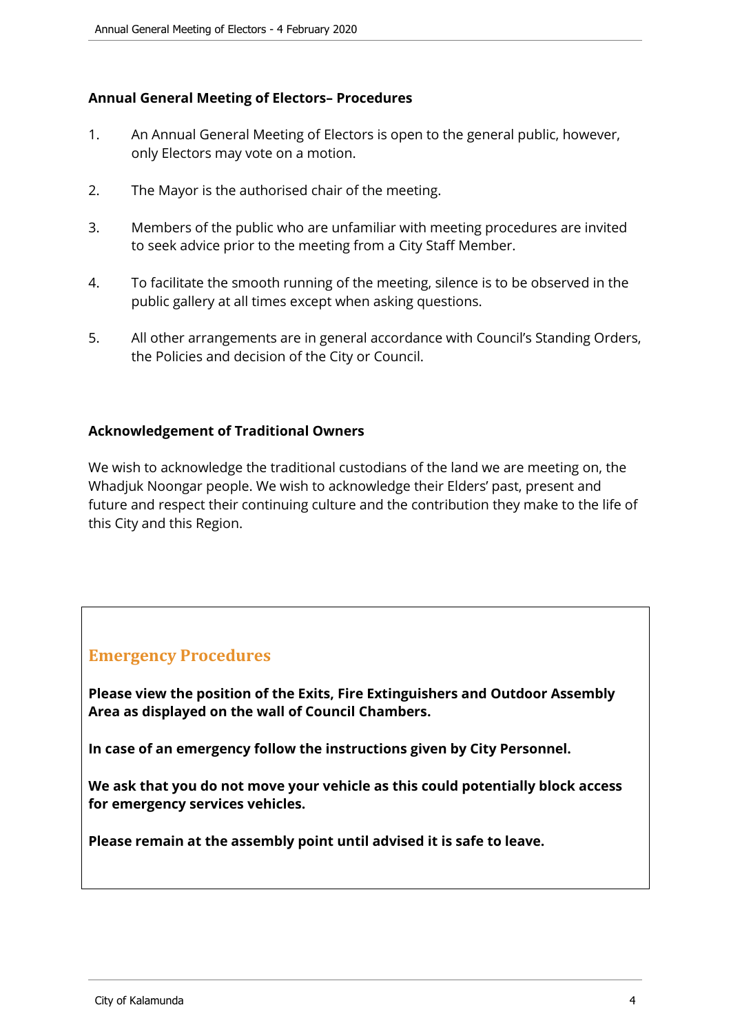**Annual General Meeting of Electors– Procedures**

1. An Annual General Meeting of Electors is open to the general public, however, only Electors may vote on a motion.

2. The Mayor is the authorised chair of the meeting.

3. Members of the public who are unfamiliar with meeting procedures are invited to seek advice prior to the meeting from a City Staff Member.

4. To facilitate the smooth running of the meeting, silence is to be observed in the public gallery at all times except when asking questions.

5. All other arrangements are in general accordance with Council's Standing Orders, the Policies and decision of the City or Council.

**Acknowledgement of Traditional Owners**

We wish to acknowledge the traditional custodians of the land we are meeting on, the Whadjuk Noongar people. We wish to acknowledge their Elders' past, present and future and respect their continuing culture and the contribution they make to the life of this City and this Region.

## Emergency Procedures

**Please view the position of the Exits, Fire Extinguishers and Outdoor Assembly Area as displayed on the wall of Council Chambers.**

**In case of an emergency follow the instructions given by City Personnel.**

**We ask that you do not move your vehicle as this could potentially block access for emergency services vehicles.**

**Please remain at the assembly point until advised it is safe to leave.**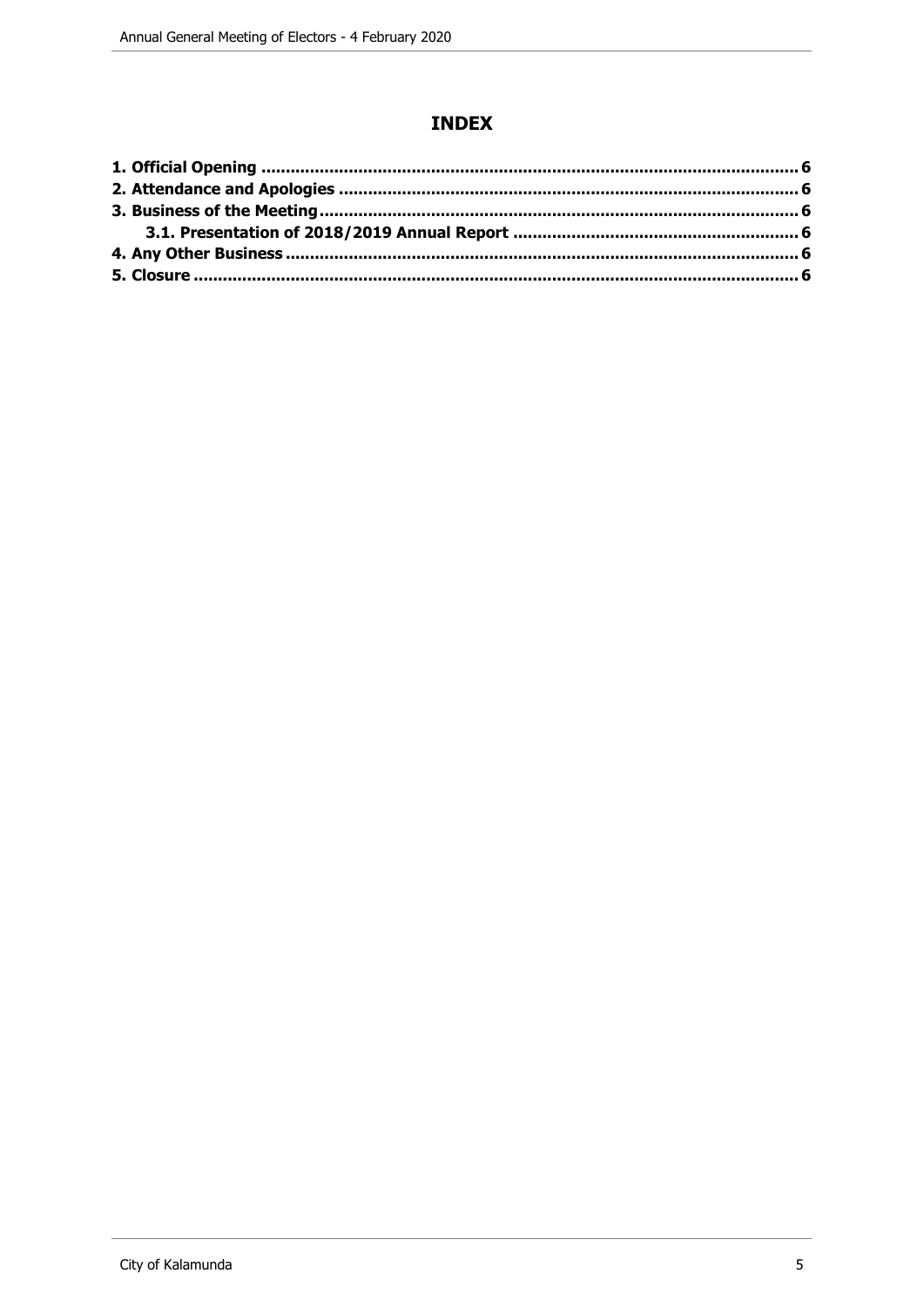# INDEX

**1. Official Opening .............................................................................................................. 6**
**2. Attendance and Apologies ............................................................................................. 6**
**3. Business of the Meeting................................................................................................. 6**
  **3.1. Presentation of 2018/2019 Annual Report .......................................................... 6**
**4. Any Other Business ........................................................................................................ 6**
**5. Closure .......................................................................................................................... 6**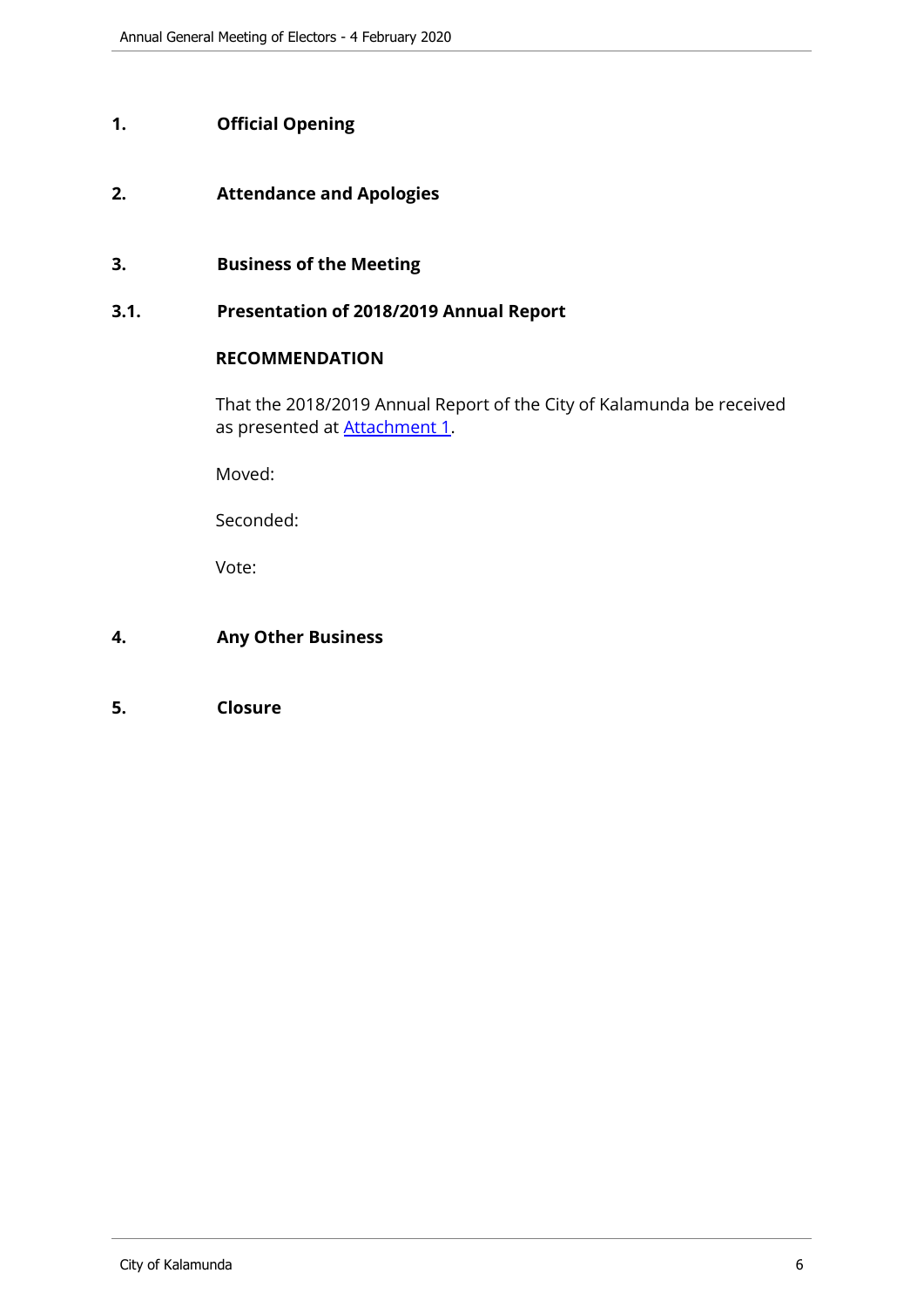## 1. Official Opening

## 2. Attendance and Apologies

## 3. Business of the Meeting

### 3.1. Presentation of 2018/2019 Annual Report

**RECOMMENDATION**

That the 2018/2019 Annual Report of the City of Kalamunda be received as presented at Attachment 1.

Moved:

Seconded:

Vote:

## 4. Any Other Business

## 5. Closure